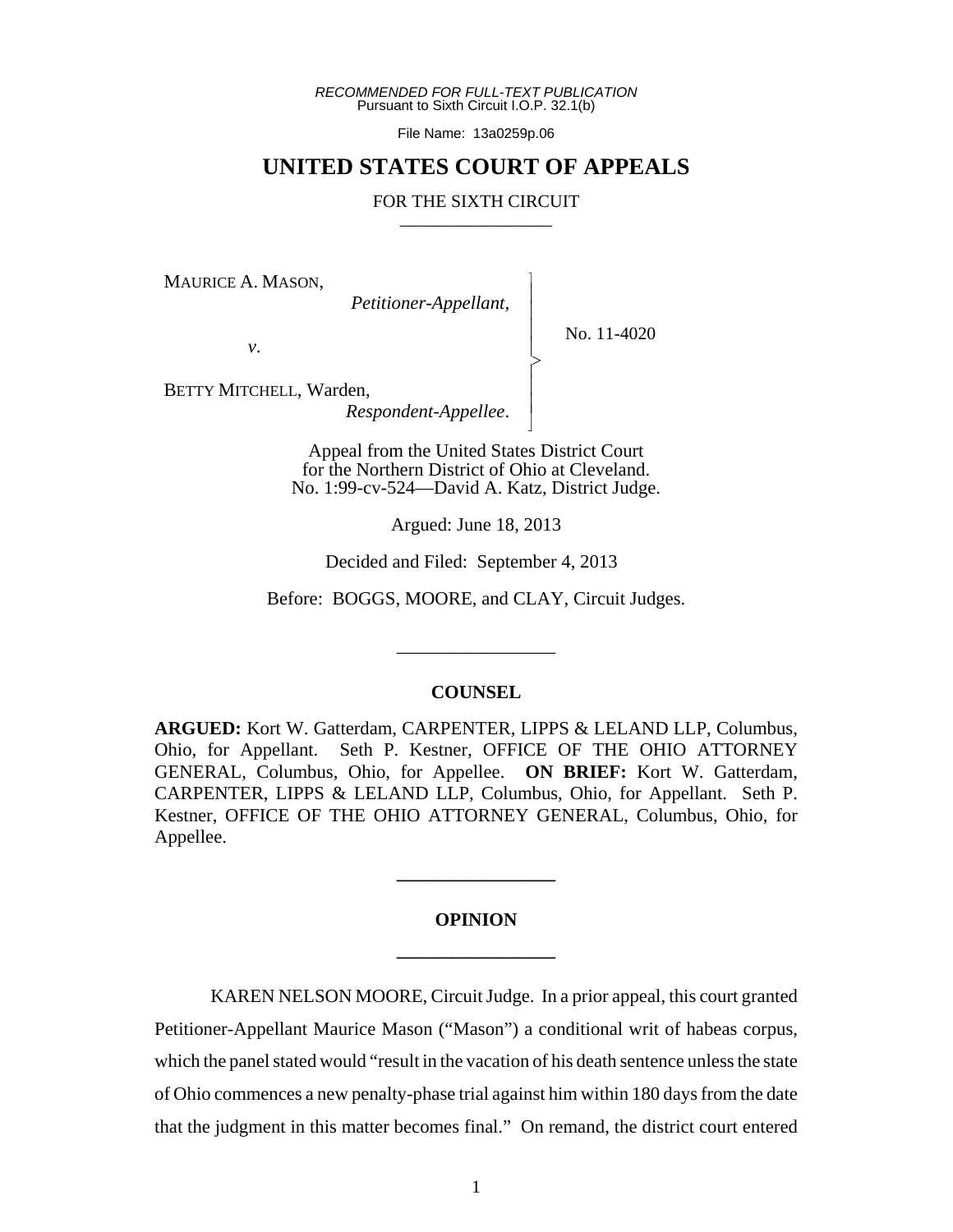*RECOMMENDED FOR FULL-TEXT PUBLICATION*
Pursuant to Sixth Circuit I.O.P. 32.1(b)

File Name: 13a0259p.06

# UNITED STATES COURT OF APPEALS

## FOR THE SIXTH CIRCUIT

MAURICE A. MASON,
*Petitioner-Appellant*,

*v.*

BETTY MITCHELL, Warden,
*Respondent-Appellee*.

No. 11-4020

Appeal from the United States District Court
for the Northern District of Ohio at Cleveland.
No. 1:99-cv-524—David A. Katz, District Judge.

Argued: June 18, 2013

Decided and Filed: September 4, 2013

Before: BOGGS, MOORE, and CLAY, Circuit Judges.

## COUNSEL

**ARGUED:** Kort W. Gatterdam, CARPENTER, LIPPS & LELAND LLP, Columbus, Ohio, for Appellant. Seth P. Kestner, OFFICE OF THE OHIO ATTORNEY GENERAL, Columbus, Ohio, for Appellee. **ON BRIEF:** Kort W. Gatterdam, CARPENTER, LIPPS & LELAND LLP, Columbus, Ohio, for Appellant. Seth P. Kestner, OFFICE OF THE OHIO ATTORNEY GENERAL, Columbus, Ohio, for Appellee.

## OPINION

KAREN NELSON MOORE, Circuit Judge. In a prior appeal, this court granted Petitioner-Appellant Maurice Mason ("Mason") a conditional writ of habeas corpus, which the panel stated would "result in the vacation of his death sentence unless the state of Ohio commences a new penalty-phase trial against him within 180 days from the date that the judgment in this matter becomes final." On remand, the district court entered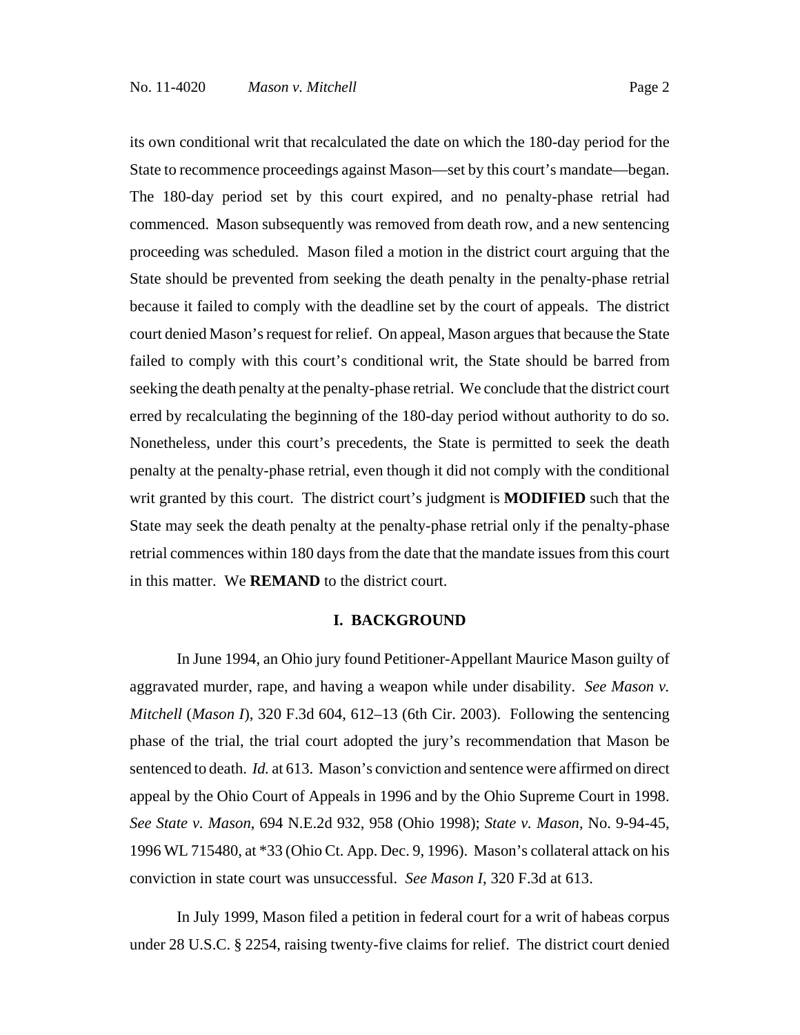its own conditional writ that recalculated the date on which the 180-day period for the State to recommence proceedings against Mason—set by this court's mandate—began. The 180-day period set by this court expired, and no penalty-phase retrial had commenced. Mason subsequently was removed from death row, and a new sentencing proceeding was scheduled. Mason filed a motion in the district court arguing that the State should be prevented from seeking the death penalty in the penalty-phase retrial because it failed to comply with the deadline set by the court of appeals. The district court denied Mason's request for relief. On appeal, Mason argues that because the State failed to comply with this court's conditional writ, the State should be barred from seeking the death penalty at the penalty-phase retrial. We conclude that the district court erred by recalculating the beginning of the 180-day period without authority to do so. Nonetheless, under this court's precedents, the State is permitted to seek the death penalty at the penalty-phase retrial, even though it did not comply with the conditional writ granted by this court. The district court's judgment is **MODIFIED** such that the State may seek the death penalty at the penalty-phase retrial only if the penalty-phase retrial commences within 180 days from the date that the mandate issues from this court in this matter. We **REMAND** to the district court.

## I. BACKGROUND

In June 1994, an Ohio jury found Petitioner-Appellant Maurice Mason guilty of aggravated murder, rape, and having a weapon while under disability. *See Mason v. Mitchell* (*Mason I*), 320 F.3d 604, 612–13 (6th Cir. 2003). Following the sentencing phase of the trial, the trial court adopted the jury's recommendation that Mason be sentenced to death. *Id.* at 613. Mason's conviction and sentence were affirmed on direct appeal by the Ohio Court of Appeals in 1996 and by the Ohio Supreme Court in 1998. *See State v. Mason*, 694 N.E.2d 932, 958 (Ohio 1998); *State v. Mason*, No. 9-94-45, 1996 WL 715480, at *33 (Ohio Ct. App. Dec. 9, 1996). Mason's collateral attack on his conviction in state court was unsuccessful. *See Mason I*, 320 F.3d at 613.

In July 1999, Mason filed a petition in federal court for a writ of habeas corpus under 28 U.S.C. § 2254, raising twenty-five claims for relief. The district court denied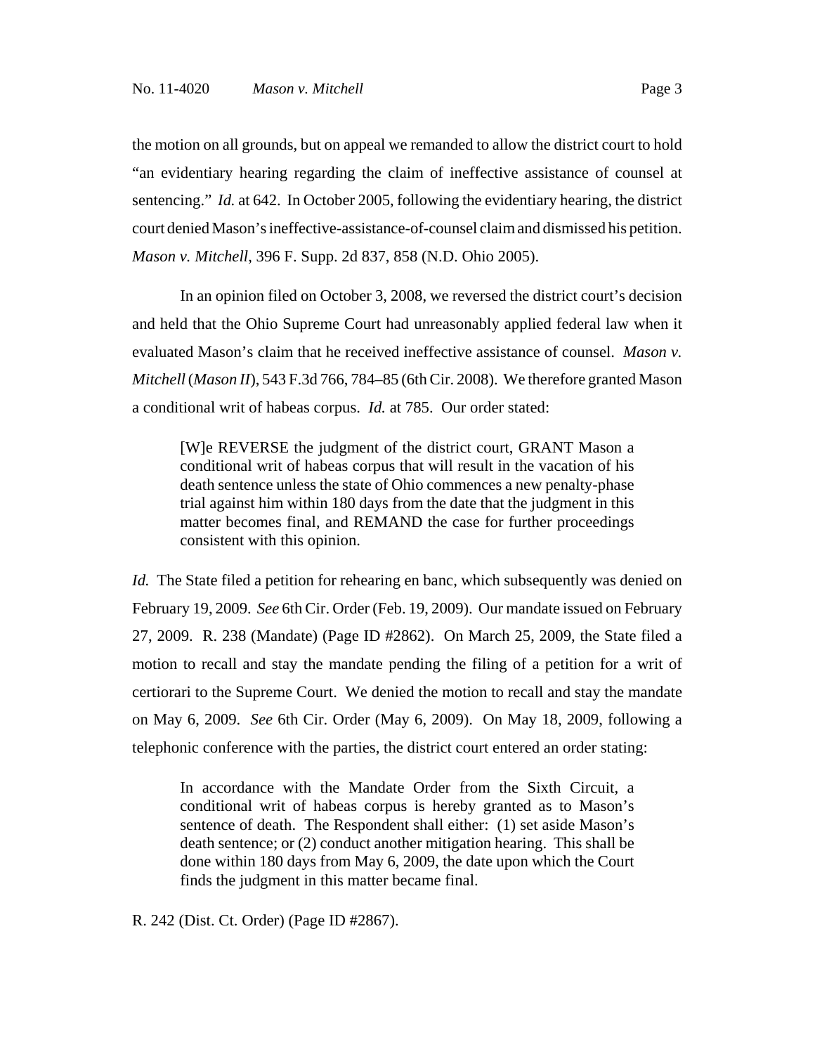the motion on all grounds, but on appeal we remanded to allow the district court to hold "an evidentiary hearing regarding the claim of ineffective assistance of counsel at sentencing." *Id.* at 642. In October 2005, following the evidentiary hearing, the district court denied Mason's ineffective-assistance-of-counsel claim and dismissed his petition. *Mason v. Mitchell*, 396 F. Supp. 2d 837, 858 (N.D. Ohio 2005).

In an opinion filed on October 3, 2008, we reversed the district court's decision and held that the Ohio Supreme Court had unreasonably applied federal law when it evaluated Mason's claim that he received ineffective assistance of counsel. *Mason v. Mitchell* (*Mason II*), 543 F.3d 766, 784–85 (6th Cir. 2008). We therefore granted Mason a conditional writ of habeas corpus. *Id.* at 785. Our order stated:

> [W]e REVERSE the judgment of the district court, GRANT Mason a conditional writ of habeas corpus that will result in the vacation of his death sentence unless the state of Ohio commences a new penalty-phase trial against him within 180 days from the date that the judgment in this matter becomes final, and REMAND the case for further proceedings consistent with this opinion.

*Id.* The State filed a petition for rehearing en banc, which subsequently was denied on February 19, 2009. *See* 6th Cir. Order (Feb. 19, 2009). Our mandate issued on February 27, 2009. R. 238 (Mandate) (Page ID #2862). On March 25, 2009, the State filed a motion to recall and stay the mandate pending the filing of a petition for a writ of certiorari to the Supreme Court. We denied the motion to recall and stay the mandate on May 6, 2009. *See* 6th Cir. Order (May 6, 2009). On May 18, 2009, following a telephonic conference with the parties, the district court entered an order stating:

> In accordance with the Mandate Order from the Sixth Circuit, a conditional writ of habeas corpus is hereby granted as to Mason's sentence of death. The Respondent shall either: (1) set aside Mason's death sentence; or (2) conduct another mitigation hearing. This shall be done within 180 days from May 6, 2009, the date upon which the Court finds the judgment in this matter became final.

R. 242 (Dist. Ct. Order) (Page ID #2867).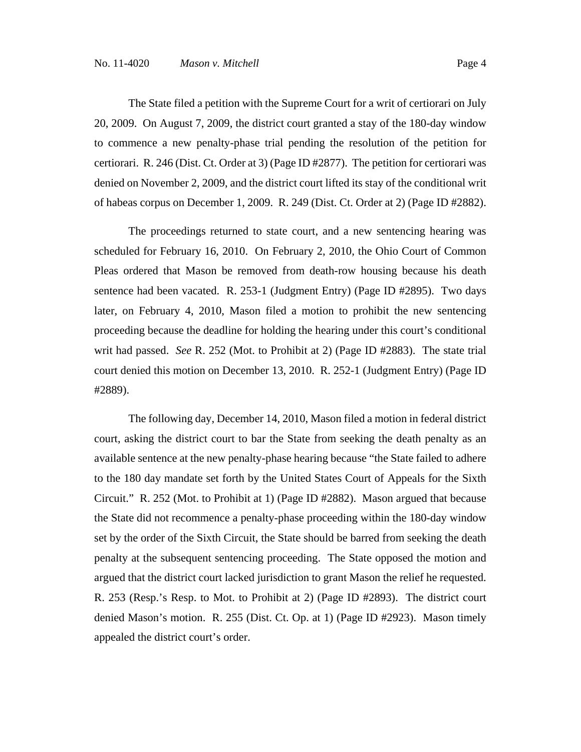The State filed a petition with the Supreme Court for a writ of certiorari on July 20, 2009. On August 7, 2009, the district court granted a stay of the 180-day window to commence a new penalty-phase trial pending the resolution of the petition for certiorari. R. 246 (Dist. Ct. Order at 3) (Page ID #2877). The petition for certiorari was denied on November 2, 2009, and the district court lifted its stay of the conditional writ of habeas corpus on December 1, 2009. R. 249 (Dist. Ct. Order at 2) (Page ID #2882).

The proceedings returned to state court, and a new sentencing hearing was scheduled for February 16, 2010. On February 2, 2010, the Ohio Court of Common Pleas ordered that Mason be removed from death-row housing because his death sentence had been vacated. R. 253-1 (Judgment Entry) (Page ID #2895). Two days later, on February 4, 2010, Mason filed a motion to prohibit the new sentencing proceeding because the deadline for holding the hearing under this court's conditional writ had passed. *See* R. 252 (Mot. to Prohibit at 2) (Page ID #2883). The state trial court denied this motion on December 13, 2010. R. 252-1 (Judgment Entry) (Page ID #2889).

The following day, December 14, 2010, Mason filed a motion in federal district court, asking the district court to bar the State from seeking the death penalty as an available sentence at the new penalty-phase hearing because "the State failed to adhere to the 180 day mandate set forth by the United States Court of Appeals for the Sixth Circuit." R. 252 (Mot. to Prohibit at 1) (Page ID #2882). Mason argued that because the State did not recommence a penalty-phase proceeding within the 180-day window set by the order of the Sixth Circuit, the State should be barred from seeking the death penalty at the subsequent sentencing proceeding. The State opposed the motion and argued that the district court lacked jurisdiction to grant Mason the relief he requested. R. 253 (Resp.'s Resp. to Mot. to Prohibit at 2) (Page ID #2893). The district court denied Mason's motion. R. 255 (Dist. Ct. Op. at 1) (Page ID #2923). Mason timely appealed the district court's order.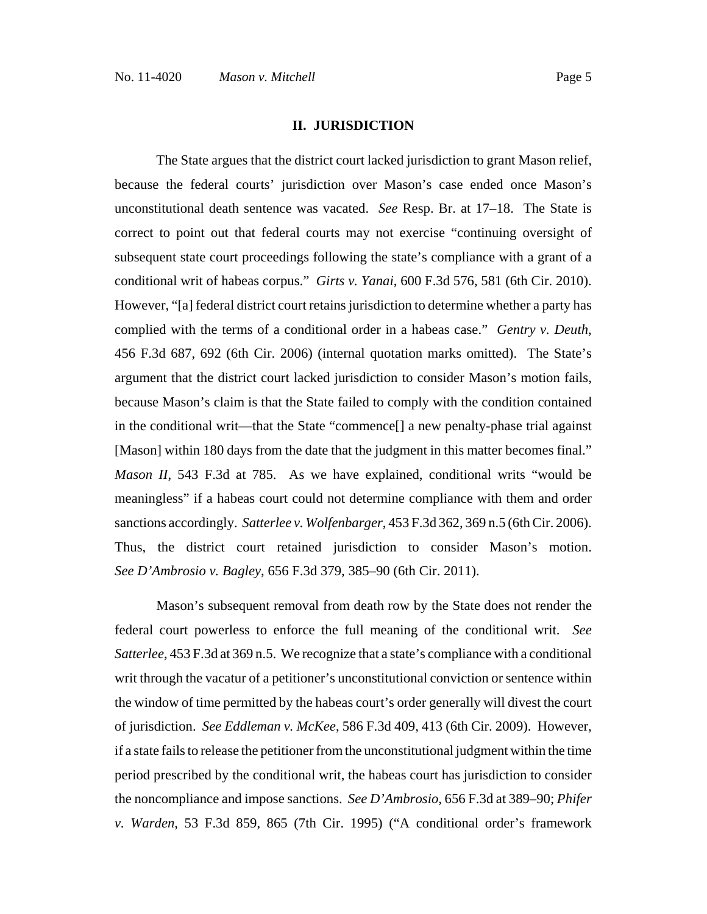## II. JURISDICTION

The State argues that the district court lacked jurisdiction to grant Mason relief, because the federal courts' jurisdiction over Mason's case ended once Mason's unconstitutional death sentence was vacated. *See* Resp. Br. at 17–18. The State is correct to point out that federal courts may not exercise "continuing oversight of subsequent state court proceedings following the state's compliance with a grant of a conditional writ of habeas corpus." *Girts v. Yanai*, 600 F.3d 576, 581 (6th Cir. 2010). However, "[a] federal district court retains jurisdiction to determine whether a party has complied with the terms of a conditional order in a habeas case." *Gentry v. Deuth*, 456 F.3d 687, 692 (6th Cir. 2006) (internal quotation marks omitted). The State's argument that the district court lacked jurisdiction to consider Mason's motion fails, because Mason's claim is that the State failed to comply with the condition contained in the conditional writ—that the State "commence[] a new penalty-phase trial against [Mason] within 180 days from the date that the judgment in this matter becomes final." *Mason II*, 543 F.3d at 785. As we have explained, conditional writs "would be meaningless" if a habeas court could not determine compliance with them and order sanctions accordingly. *Satterlee v. Wolfenbarger*, 453 F.3d 362, 369 n.5 (6th Cir. 2006). Thus, the district court retained jurisdiction to consider Mason's motion. *See D'Ambrosio v. Bagley*, 656 F.3d 379, 385–90 (6th Cir. 2011).

Mason's subsequent removal from death row by the State does not render the federal court powerless to enforce the full meaning of the conditional writ. *See Satterlee*, 453 F.3d at 369 n.5. We recognize that a state's compliance with a conditional writ through the vacatur of a petitioner's unconstitutional conviction or sentence within the window of time permitted by the habeas court's order generally will divest the court of jurisdiction. *See Eddleman v. McKee*, 586 F.3d 409, 413 (6th Cir. 2009). However, if a state fails to release the petitioner from the unconstitutional judgment within the time period prescribed by the conditional writ, the habeas court has jurisdiction to consider the noncompliance and impose sanctions. *See D'Ambrosio*, 656 F.3d at 389–90; *Phifer v. Warden*, 53 F.3d 859, 865 (7th Cir. 1995) ("A conditional order's framework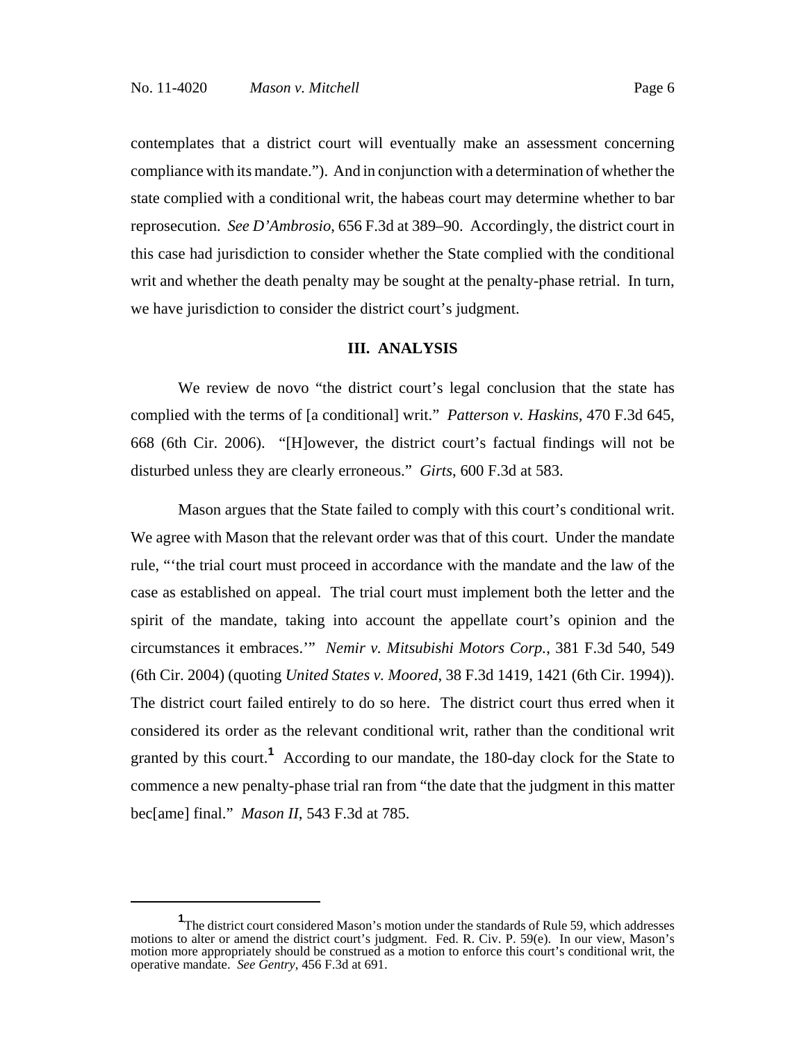contemplates that a district court will eventually make an assessment concerning compliance with its mandate."). And in conjunction with a determination of whether the state complied with a conditional writ, the habeas court may determine whether to bar reprosecution. *See D'Ambrosio*, 656 F.3d at 389–90. Accordingly, the district court in this case had jurisdiction to consider whether the State complied with the conditional writ and whether the death penalty may be sought at the penalty-phase retrial. In turn, we have jurisdiction to consider the district court's judgment.

## III. ANALYSIS

We review de novo "the district court's legal conclusion that the state has complied with the terms of [a conditional] writ." *Patterson v. Haskins*, 470 F.3d 645, 668 (6th Cir. 2006). "[H]owever, the district court's factual findings will not be disturbed unless they are clearly erroneous." *Girts*, 600 F.3d at 583.

Mason argues that the State failed to comply with this court's conditional writ. We agree with Mason that the relevant order was that of this court. Under the mandate rule, "'the trial court must proceed in accordance with the mandate and the law of the case as established on appeal. The trial court must implement both the letter and the spirit of the mandate, taking into account the appellate court's opinion and the circumstances it embraces.'" *Nemir v. Mitsubishi Motors Corp.*, 381 F.3d 540, 549 (6th Cir. 2004) (quoting *United States v. Moored*, 38 F.3d 1419, 1421 (6th Cir. 1994)). The district court failed entirely to do so here. The district court thus erred when it considered its order as the relevant conditional writ, rather than the conditional writ granted by this court.[1] According to our mandate, the 180-day clock for the State to commence a new penalty-phase trial ran from "the date that the judgment in this matter bec[ame] final." *Mason II*, 543 F.3d at 785.

[1] The district court considered Mason's motion under the standards of Rule 59, which addresses motions to alter or amend the district court's judgment. Fed. R. Civ. P. 59(e). In our view, Mason's motion more appropriately should be construed as a motion to enforce this court's conditional writ, the operative mandate. *See Gentry*, 456 F.3d at 691.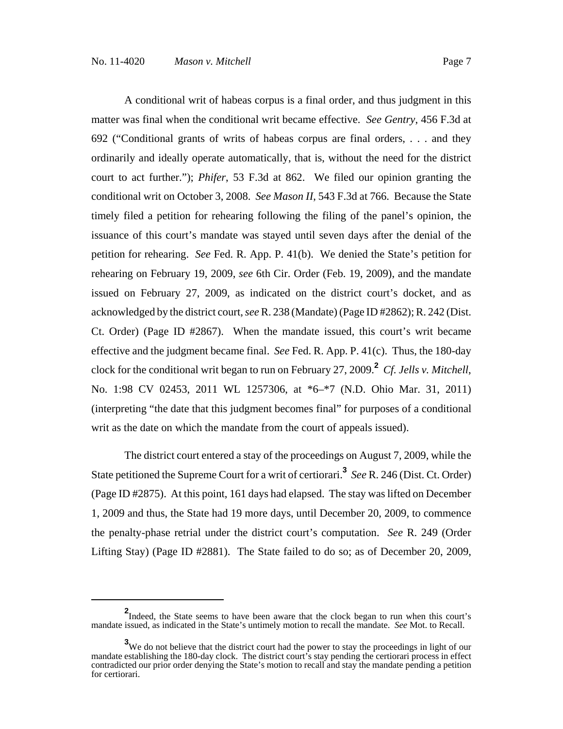A conditional writ of habeas corpus is a final order, and thus judgment in this matter was final when the conditional writ became effective. *See Gentry*, 456 F.3d at 692 ("Conditional grants of writs of habeas corpus are final orders, . . . and they ordinarily and ideally operate automatically, that is, without the need for the district court to act further."); *Phifer*, 53 F.3d at 862. We filed our opinion granting the conditional writ on October 3, 2008. *See Mason II*, 543 F.3d at 766. Because the State timely filed a petition for rehearing following the filing of the panel's opinion, the issuance of this court's mandate was stayed until seven days after the denial of the petition for rehearing. *See* Fed. R. App. P. 41(b). We denied the State's petition for rehearing on February 19, 2009, *see* 6th Cir. Order (Feb. 19, 2009), and the mandate issued on February 27, 2009, as indicated on the district court's docket, and as acknowledged by the district court, *see* R. 238 (Mandate) (Page ID #2862); R. 242 (Dist. Ct. Order) (Page ID #2867). When the mandate issued, this court's writ became effective and the judgment became final. *See* Fed. R. App. P. 41(c). Thus, the 180-day clock for the conditional writ began to run on February 27, 2009.[2] *Cf. Jells v. Mitchell*, No. 1:98 CV 02453, 2011 WL 1257306, at *6–*7 (N.D. Ohio Mar. 31, 2011) (interpreting "the date that this judgment becomes final" for purposes of a conditional writ as the date on which the mandate from the court of appeals issued).

The district court entered a stay of the proceedings on August 7, 2009, while the State petitioned the Supreme Court for a writ of certiorari.[3] *See* R. 246 (Dist. Ct. Order) (Page ID #2875). At this point, 161 days had elapsed. The stay was lifted on December 1, 2009 and thus, the State had 19 more days, until December 20, 2009, to commence the penalty-phase retrial under the district court's computation. *See* R. 249 (Order Lifting Stay) (Page ID #2881). The State failed to do so; as of December 20, 2009,

---

[2] Indeed, the State seems to have been aware that the clock began to run when this court's mandate issued, as indicated in the State's untimely motion to recall the mandate. *See* Mot. to Recall.

[3] We do not believe that the district court had the power to stay the proceedings in light of our mandate establishing the 180-day clock. The district court's stay pending the certiorari process in effect contradicted our prior order denying the State's motion to recall and stay the mandate pending a petition for certiorari.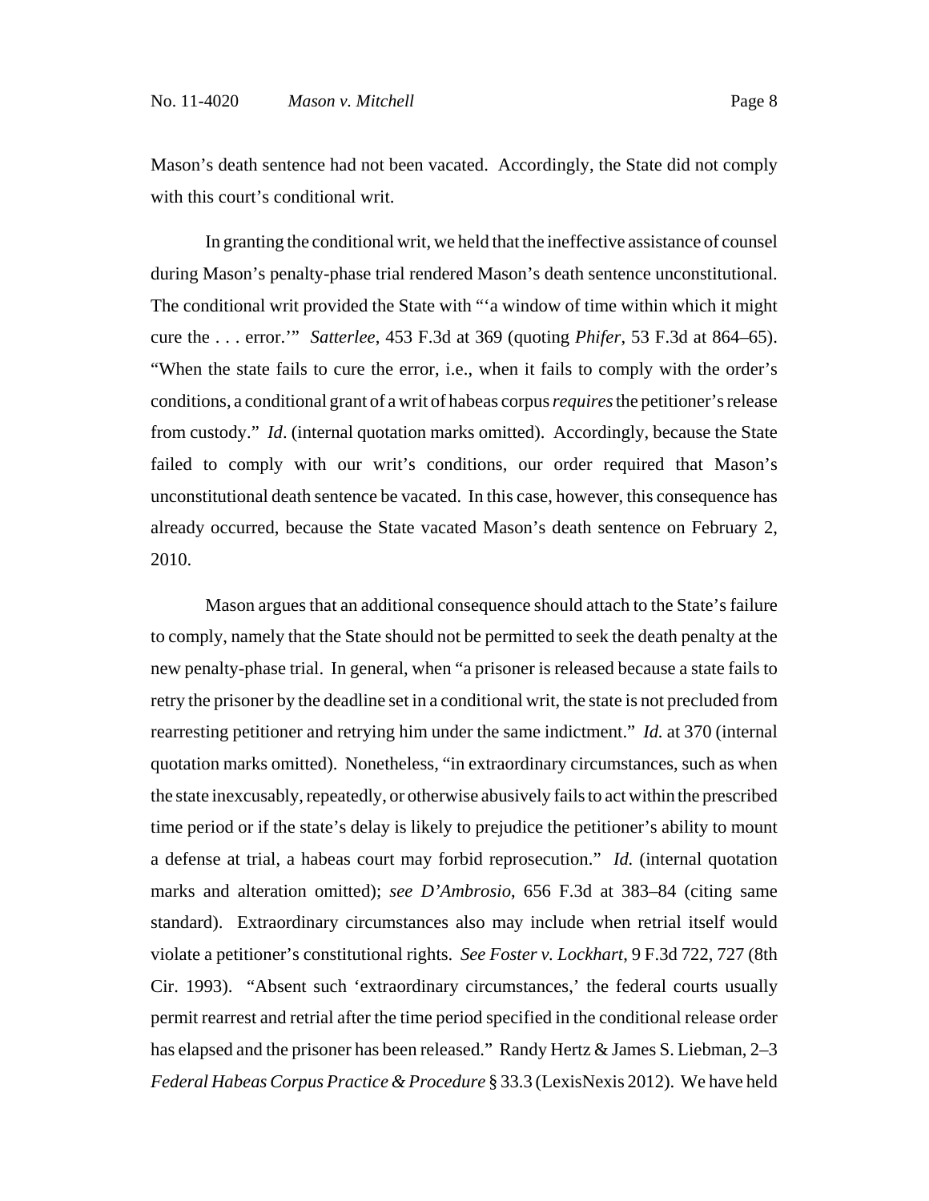Mason's death sentence had not been vacated. Accordingly, the State did not comply with this court's conditional writ.

In granting the conditional writ, we held that the ineffective assistance of counsel during Mason's penalty-phase trial rendered Mason's death sentence unconstitutional. The conditional writ provided the State with "'a window of time within which it might cure the . . . error.'" *Satterlee*, 453 F.3d at 369 (quoting *Phifer*, 53 F.3d at 864–65). "When the state fails to cure the error, i.e., when it fails to comply with the order's conditions, a conditional grant of a writ of habeas corpus *requires* the petitioner's release from custody." *Id*. (internal quotation marks omitted). Accordingly, because the State failed to comply with our writ's conditions, our order required that Mason's unconstitutional death sentence be vacated. In this case, however, this consequence has already occurred, because the State vacated Mason's death sentence on February 2, 2010.

Mason argues that an additional consequence should attach to the State's failure to comply, namely that the State should not be permitted to seek the death penalty at the new penalty-phase trial. In general, when "a prisoner is released because a state fails to retry the prisoner by the deadline set in a conditional writ, the state is not precluded from rearresting petitioner and retrying him under the same indictment." *Id.* at 370 (internal quotation marks omitted). Nonetheless, "in extraordinary circumstances, such as when the state inexcusably, repeatedly, or otherwise abusively fails to act within the prescribed time period or if the state's delay is likely to prejudice the petitioner's ability to mount a defense at trial, a habeas court may forbid reprosecution." *Id.* (internal quotation marks and alteration omitted); *see D'Ambrosio*, 656 F.3d at 383–84 (citing same standard). Extraordinary circumstances also may include when retrial itself would violate a petitioner's constitutional rights. *See Foster v. Lockhart*, 9 F.3d 722, 727 (8th Cir. 1993). "Absent such 'extraordinary circumstances,' the federal courts usually permit rearrest and retrial after the time period specified in the conditional release order has elapsed and the prisoner has been released." Randy Hertz & James S. Liebman, 2–3 *Federal Habeas Corpus Practice & Procedure* § 33.3 (LexisNexis 2012). We have held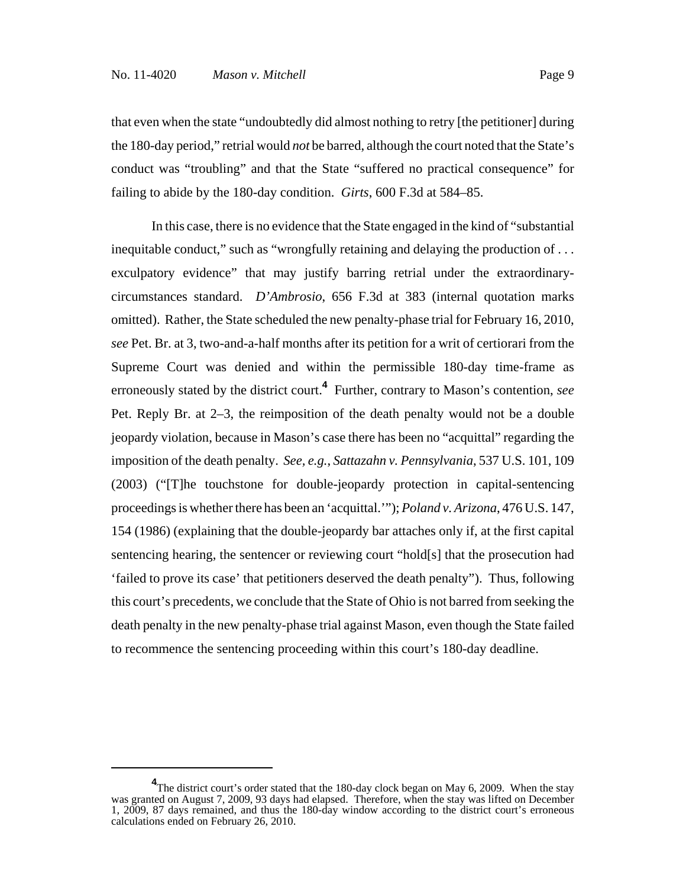that even when the state "undoubtedly did almost nothing to retry [the petitioner] during the 180-day period," retrial would *not* be barred, although the court noted that the State's conduct was "troubling" and that the State "suffered no practical consequence" for failing to abide by the 180-day condition. *Girts*, 600 F.3d at 584–85.

In this case, there is no evidence that the State engaged in the kind of "substantial inequitable conduct," such as "wrongfully retaining and delaying the production of . . . exculpatory evidence" that may justify barring retrial under the extraordinary-circumstances standard. *D'Ambrosio*, 656 F.3d at 383 (internal quotation marks omitted). Rather, the State scheduled the new penalty-phase trial for February 16, 2010, *see* Pet. Br. at 3, two-and-a-half months after its petition for a writ of certiorari from the Supreme Court was denied and within the permissible 180-day time-frame as erroneously stated by the district court.[4] Further, contrary to Mason's contention, *see* Pet. Reply Br. at 2–3, the reimposition of the death penalty would not be a double jeopardy violation, because in Mason's case there has been no "acquittal" regarding the imposition of the death penalty. *See, e.g.*, *Sattazahn v. Pennsylvania*, 537 U.S. 101, 109 (2003) ("[T]he touchstone for double-jeopardy protection in capital-sentencing proceedings is whether there has been an 'acquittal.'"); *Poland v. Arizona*, 476 U.S. 147, 154 (1986) (explaining that the double-jeopardy bar attaches only if, at the first capital sentencing hearing, the sentencer or reviewing court "hold[s] that the prosecution had 'failed to prove its case' that petitioners deserved the death penalty"). Thus, following this court's precedents, we conclude that the State of Ohio is not barred from seeking the death penalty in the new penalty-phase trial against Mason, even though the State failed to recommence the sentencing proceeding within this court's 180-day deadline.

---

[4] The district court's order stated that the 180-day clock began on May 6, 2009. When the stay was granted on August 7, 2009, 93 days had elapsed. Therefore, when the stay was lifted on December 1, 2009, 87 days remained, and thus the 180-day window according to the district court's erroneous calculations ended on February 26, 2010.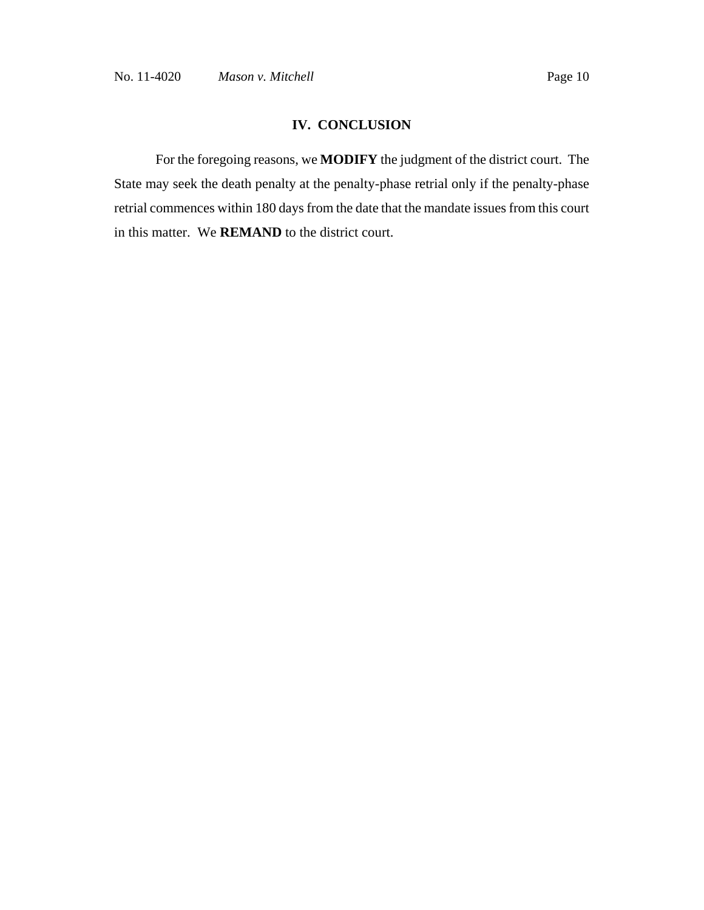## IV. CONCLUSION

For the foregoing reasons, we **MODIFY** the judgment of the district court. The State may seek the death penalty at the penalty-phase retrial only if the penalty-phase retrial commences within 180 days from the date that the mandate issues from this court in this matter. We **REMAND** to the district court.